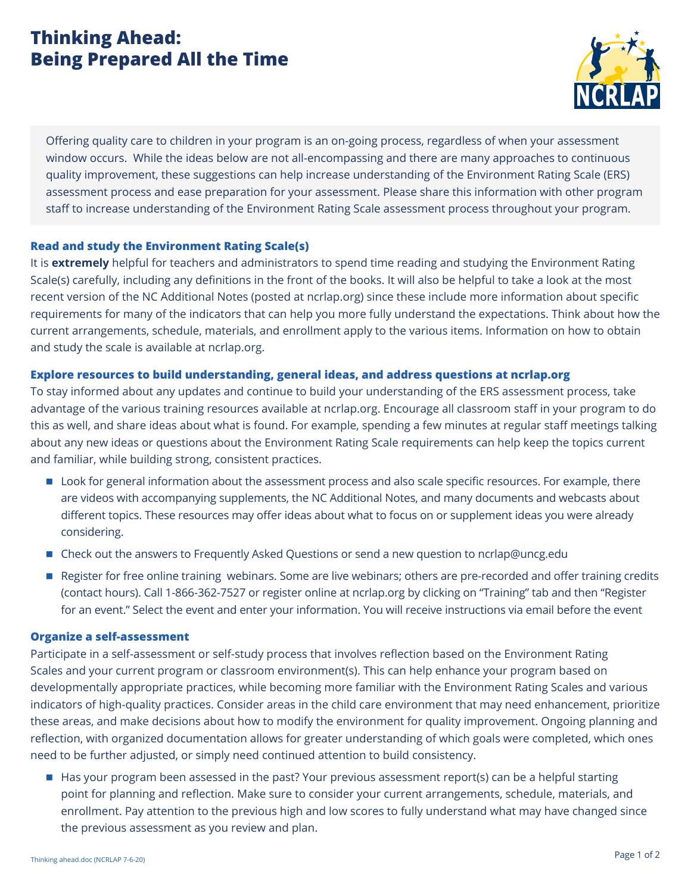# Thinking Ahead: Being Prepared All the Time

Offering quality care to children in your program is an on-going process, regardless of when your assessment window occurs. While the ideas below are not all-encompassing and there are many approaches to continuous quality improvement, these suggestions can help increase understanding of the Environment Rating Scale (ERS) assessment process and ease preparation for your assessment. Please share this information with other program staff to increase understanding of the Environment Rating Scale assessment process throughout your program.

### Read and study the Environment Rating Scale(s)

It is **extremely** helpful for teachers and administrators to spend time reading and studying the Environment Rating Scale(s) carefully, including any definitions in the front of the books. It will also be helpful to take a look at the most recent version of the NC Additional Notes (posted at ncrlap.org) since these include more information about specific requirements for many of the indicators that can help you more fully understand the expectations. Think about how the current arrangements, schedule, materials, and enrollment apply to the various items. Information on how to obtain and study the scale is available at ncrlap.org.

### Explore resources to build understanding, general ideas, and address questions at ncrlap.org

To stay informed about any updates and continue to build your understanding of the ERS assessment process, take advantage of the various training resources available at ncrlap.org. Encourage all classroom staff in your program to do this as well, and share ideas about what is found. For example, spending a few minutes at regular staff meetings talking about any new ideas or questions about the Environment Rating Scale requirements can help keep the topics current and familiar, while building strong, consistent practices.

- Look for general information about the assessment process and also scale specific resources. For example, there are videos with accompanying supplements, the NC Additional Notes, and many documents and webcasts about different topics. These resources may offer ideas about what to focus on or supplement ideas you were already considering.
- Check out the answers to Frequently Asked Questions or send a new question to ncrlap@uncg.edu
- Register for free online training webinars. Some are live webinars; others are pre-recorded and offer training credits (contact hours). Call 1-866-362-7527 or register online at ncrlap.org by clicking on "Training" tab and then "Register for an event." Select the event and enter your information. You will receive instructions via email before the event

### Organize a self-assessment

Participate in a self-assessment or self-study process that involves reflection based on the Environment Rating Scales and your current program or classroom environment(s). This can help enhance your program based on developmentally appropriate practices, while becoming more familiar with the Environment Rating Scales and various indicators of high-quality practices. Consider areas in the child care environment that may need enhancement, prioritize these areas, and make decisions about how to modify the environment for quality improvement. Ongoing planning and reflection, with organized documentation allows for greater understanding of which goals were completed, which ones need to be further adjusted, or simply need continued attention to build consistency.

- Has your program been assessed in the past? Your previous assessment report(s) can be a helpful starting point for planning and reflection. Make sure to consider your current arrangements, schedule, materials, and enrollment. Pay attention to the previous high and low scores to fully understand what may have changed since the previous assessment as you review and plan.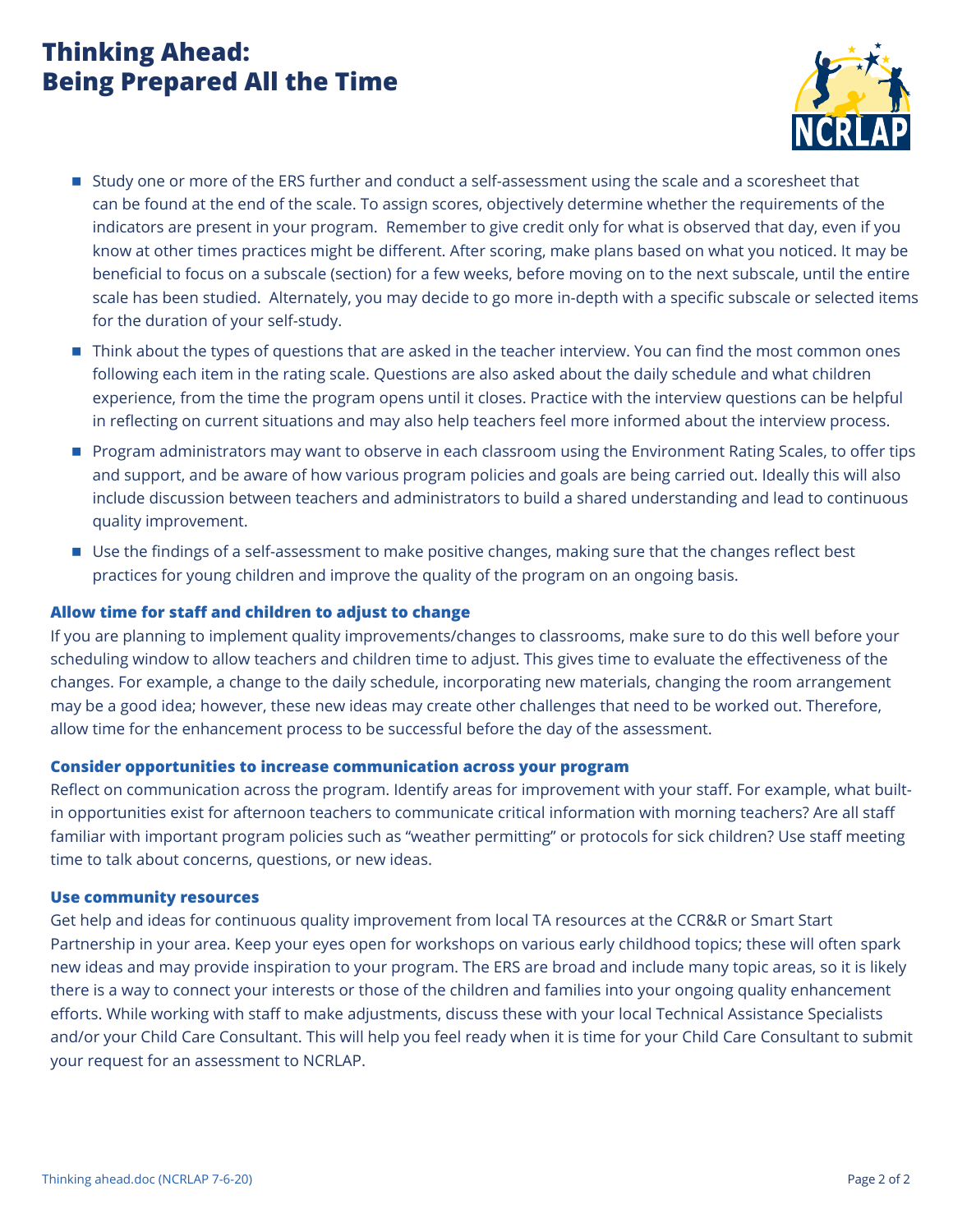# Thinking Ahead: Being Prepared All the Time

- Study one or more of the ERS further and conduct a self-assessment using the scale and a scoresheet that can be found at the end of the scale. To assign scores, objectively determine whether the requirements of the indicators are present in your program. Remember to give credit only for what is observed that day, even if you know at other times practices might be different. After scoring, make plans based on what you noticed. It may be beneficial to focus on a subscale (section) for a few weeks, before moving on to the next subscale, until the entire scale has been studied. Alternately, you may decide to go more in-depth with a specific subscale or selected items for the duration of your self-study.
- Think about the types of questions that are asked in the teacher interview. You can find the most common ones following each item in the rating scale. Questions are also asked about the daily schedule and what children experience, from the time the program opens until it closes. Practice with the interview questions can be helpful in reflecting on current situations and may also help teachers feel more informed about the interview process.
- Program administrators may want to observe in each classroom using the Environment Rating Scales, to offer tips and support, and be aware of how various program policies and goals are being carried out. Ideally this will also include discussion between teachers and administrators to build a shared understanding and lead to continuous quality improvement.
- Use the findings of a self-assessment to make positive changes, making sure that the changes reflect best practices for young children and improve the quality of the program on an ongoing basis.

### Allow time for staff and children to adjust to change

If you are planning to implement quality improvements/changes to classrooms, make sure to do this well before your scheduling window to allow teachers and children time to adjust. This gives time to evaluate the effectiveness of the changes. For example, a change to the daily schedule, incorporating new materials, changing the room arrangement may be a good idea; however, these new ideas may create other challenges that need to be worked out. Therefore, allow time for the enhancement process to be successful before the day of the assessment.

### Consider opportunities to increase communication across your program

Reflect on communication across the program. Identify areas for improvement with your staff. For example, what built-in opportunities exist for afternoon teachers to communicate critical information with morning teachers? Are all staff familiar with important program policies such as "weather permitting" or protocols for sick children? Use staff meeting time to talk about concerns, questions, or new ideas.

### Use community resources

Get help and ideas for continuous quality improvement from local TA resources at the CCR&R or Smart Start Partnership in your area. Keep your eyes open for workshops on various early childhood topics; these will often spark new ideas and may provide inspiration to your program. The ERS are broad and include many topic areas, so it is likely there is a way to connect your interests or those of the children and families into your ongoing quality enhancement efforts. While working with staff to make adjustments, discuss these with your local Technical Assistance Specialists and/or your Child Care Consultant. This will help you feel ready when it is time for your Child Care Consultant to submit your request for an assessment to NCRLAP.